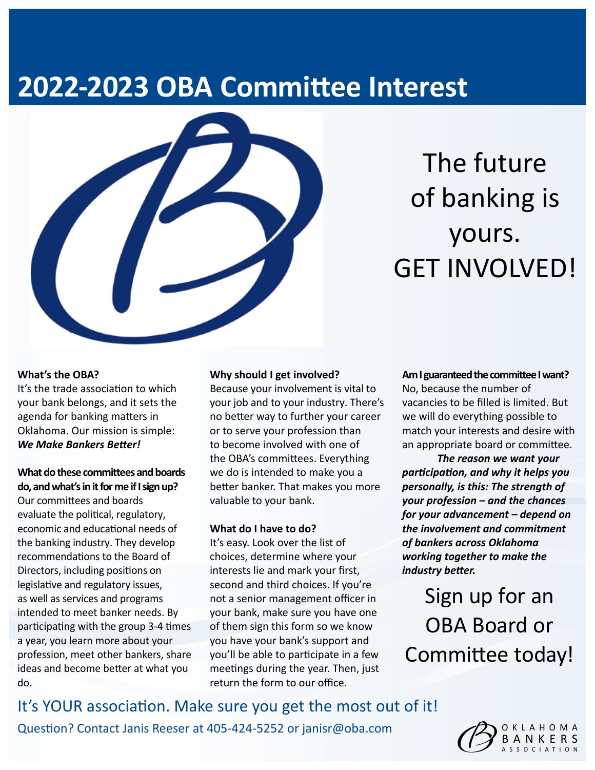# 2022-2023 OBA Committee Interest

The future of banking is yours.
GET INVOLVED!

**What's the OBA?**
It's the trade association to which your bank belongs, and it sets the agenda for banking matters in Oklahoma. Our mission is simple: ***We Make Bankers Better!***

**What do these committees and boards do, and what's in it for me if I sign up?**
Our committees and boards evaluate the political, regulatory, economic and educational needs of the banking industry. They develop recommendations to the Board of Directors, including positions on legislative and regulatory issues, as well as services and programs intended to meet banker needs. By participating with the group 3-4 times a year, you learn more about your profession, meet other bankers, share ideas and become better at what you do.

**Why should I get involved?**
Because your involvement is vital to your job and to your industry. There's no better way to further your career or to serve your profession than to become involved with one of the OBA's committees. Everything we do is intended to make you a better banker. That makes you more valuable to your bank.

**What do I have to do?**
It's easy. Look over the list of choices, determine where your interests lie and mark your first, second and third choices. If you're not a senior management officer in your bank, make sure you have one of them sign this form so we know you have your bank's support and you'll be able to participate in a few meetings during the year. Then, just return the form to our office.

**Am I guaranteed the committee I want?**
No, because the number of vacancies to be filled is limited. But we will do everything possible to match your interests and desire with an appropriate board or committee.

***The reason we want your participation, and why it helps you personally, is this: The strength of your profession – and the chances for your advancement – depend on the involvement and commitment of bankers across Oklahoma working together to make the industry better.***

Sign up for an OBA Board or Committee today!

It's YOUR association. Make sure you get the most out of it!

Question? Contact Janis Reeser at 405-424-5252 or janisr@oba.com

OKLAHOMA BANKERS ASSOCIATION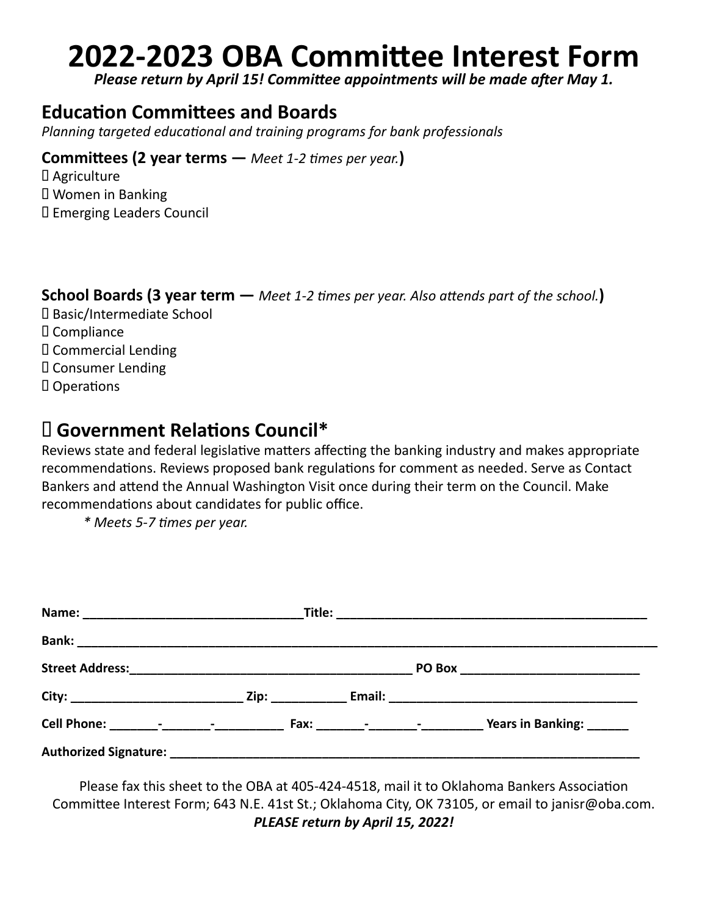# 2022-2023 OBA Committee Interest Form

***Please return by April 15! Committee appointments will be made after May 1.***

## Education Committees and Boards

*Planning targeted educational and training programs for bank professionals*

**Committees (2 year terms —** *Meet 1-2 times per year.***)**

- ☐ Agriculture
- ☐ Women in Banking
- ☐ Emerging Leaders Council

**School Boards (3 year term —** *Meet 1-2 times per year. Also attends part of the school.***)**

- ☐ Basic/Intermediate School
- ☐ Compliance
- ☐ Commercial Lending
- ☐ Consumer Lending
- ☐ Operations

## ☐ Government Relations Council*

Reviews state and federal legislative matters affecting the banking industry and makes appropriate recommendations. Reviews proposed bank regulations for comment as needed. Serve as Contact Bankers and attend the Annual Washington Visit once during their term on the Council. Make recommendations about candidates for public office.

*\* Meets 5-7 times per year.*

**Name:** ________________________________ **Title:** ______________________________________________

**Bank:** ______________________________________________________________________________________

**Street Address:**_________________________________________ **PO Box** __________________________

**City:** _________________________ **Zip:** ___________ **Email:** ____________________________________

**Cell Phone:** _______-_______-__________ **Fax:** _______-_______-_________ **Years in Banking:** ______

**Authorized Signature:** _____________________________________________________________________

Please fax this sheet to the OBA at 405-424-4518, mail it to Oklahoma Bankers Association Committee Interest Form; 643 N.E. 41st St.; Oklahoma City, OK 73105, or email to janisr@oba.com.

***PLEASE return by April 15, 2022!***